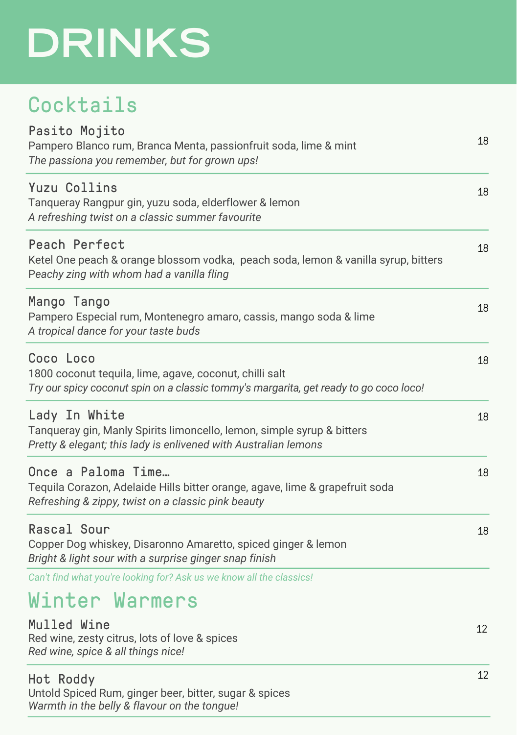# DRINKS

## Cocktails

### Pasito Mojito
Pampero Blanco rum, Branca Menta, passionfruit soda, lime & mint
*The passiona you remember, but for grown ups!*

18

### Yuzu Collins
Tanqueray Rangpur gin, yuzu soda, elderflower & lemon
*A refreshing twist on a classic summer favourite*

18

### Peach Perfect
Ketel One peach & orange blossom vodka, peach soda, lemon & vanilla syrup, bitters
*Peachy zing with whom had a vanilla fling*

18

### Mango Tango
Pampero Especial rum, Montenegro amaro, cassis, mango soda & lime
*A tropical dance for your taste buds*

18

### Coco Loco
1800 coconut tequila, lime, agave, coconut, chilli salt
*Try our spicy coconut spin on a classic tommy's margarita, get ready to go coco loco!*

18

### Lady In White
Tanqueray gin, Manly Spirits limoncello, lemon, simple syrup & bitters
*Pretty & elegant; this lady is enlivened with Australian lemons*

18

### Once a Paloma Time…
Tequila Corazon, Adelaide Hills bitter orange, agave, lime & grapefruit soda
*Refreshing & zippy, twist on a classic pink beauty*

18

### Rascal Sour
Copper Dog whiskey, Disaronno Amaretto, spiced ginger & lemon
*Bright & light sour with a surprise ginger snap finish*

18

*Can't find what you're looking for? Ask us we know all the classics!*

## Winter Warmers

### Mulled Wine
Red wine, zesty citrus, lots of love & spices
*Red wine, spice & all things nice!*

12

### Hot Roddy
Untold Spiced Rum, ginger beer, bitter, sugar & spices
*Warmth in the belly & flavour on the tongue!*

12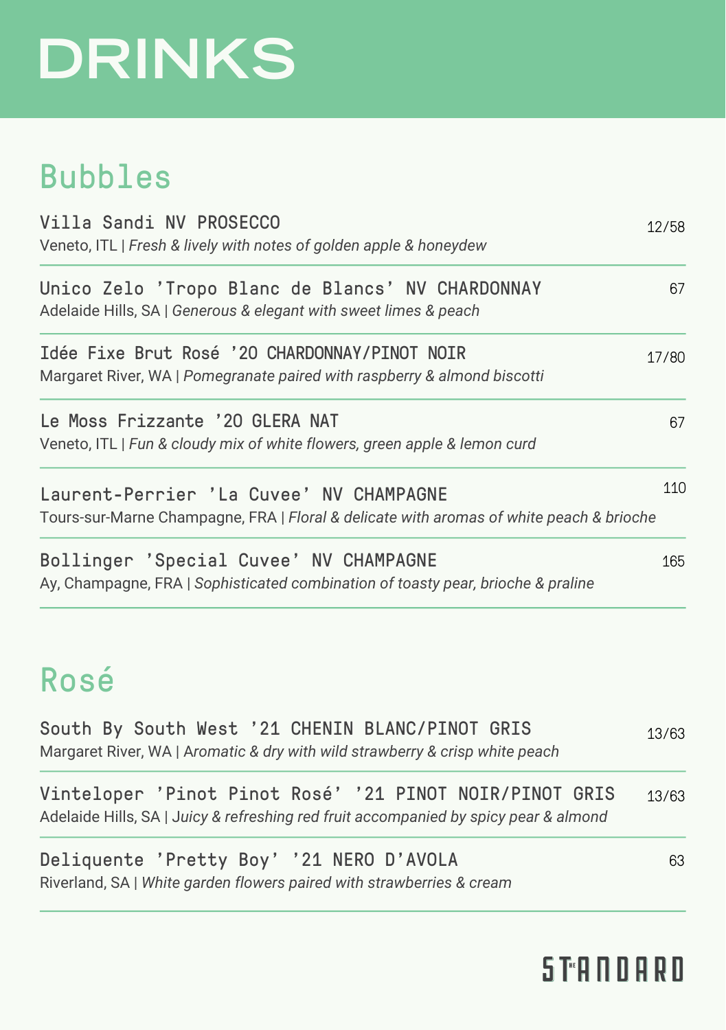# DRINKS

## Bubbles

Villa Sandi NV PROSECCO — 12/58
Veneto, ITL | *Fresh & lively with notes of golden apple & honeydew*

Unico Zelo 'Tropo Blanc de Blancs' NV CHARDONNAY — 67
Adelaide Hills, SA | *Generous & elegant with sweet limes & peach*

Idée Fixe Brut Rosé '20 CHARDONNAY/PINOT NOIR — 17/80
Margaret River, WA | *Pomegranate paired with raspberry & almond biscotti*

Le Moss Frizzante '20 GLERA NAT — 67
Veneto, ITL | *Fun & cloudy mix of white flowers, green apple & lemon curd*

Laurent-Perrier 'La Cuvee' NV CHAMPAGNE — 110
Tours-sur-Marne Champagne, FRA | *Floral & delicate with aromas of white peach & brioche*

Bollinger 'Special Cuvee' NV CHAMPAGNE — 165
Ay, Champagne, FRA | *Sophisticated combination of toasty pear, brioche & praline*

## Rosé

South By South West '21 CHENIN BLANC/PINOT GRIS — 13/63
Margaret River, WA | *Aromatic & dry with wild strawberry & crisp white peach*

Vinteloper 'Pinot Pinot Rosé' '21 PINOT NOIR/PINOT GRIS — 13/63
Adelaide Hills, SA | *Juicy & refreshing red fruit accompanied by spicy pear & almond*

Deliquente 'Pretty Boy' '21 NERO D'AVOLA — 63
Riverland, SA | *White garden flowers paired with strawberries & cream*

THE STANDARD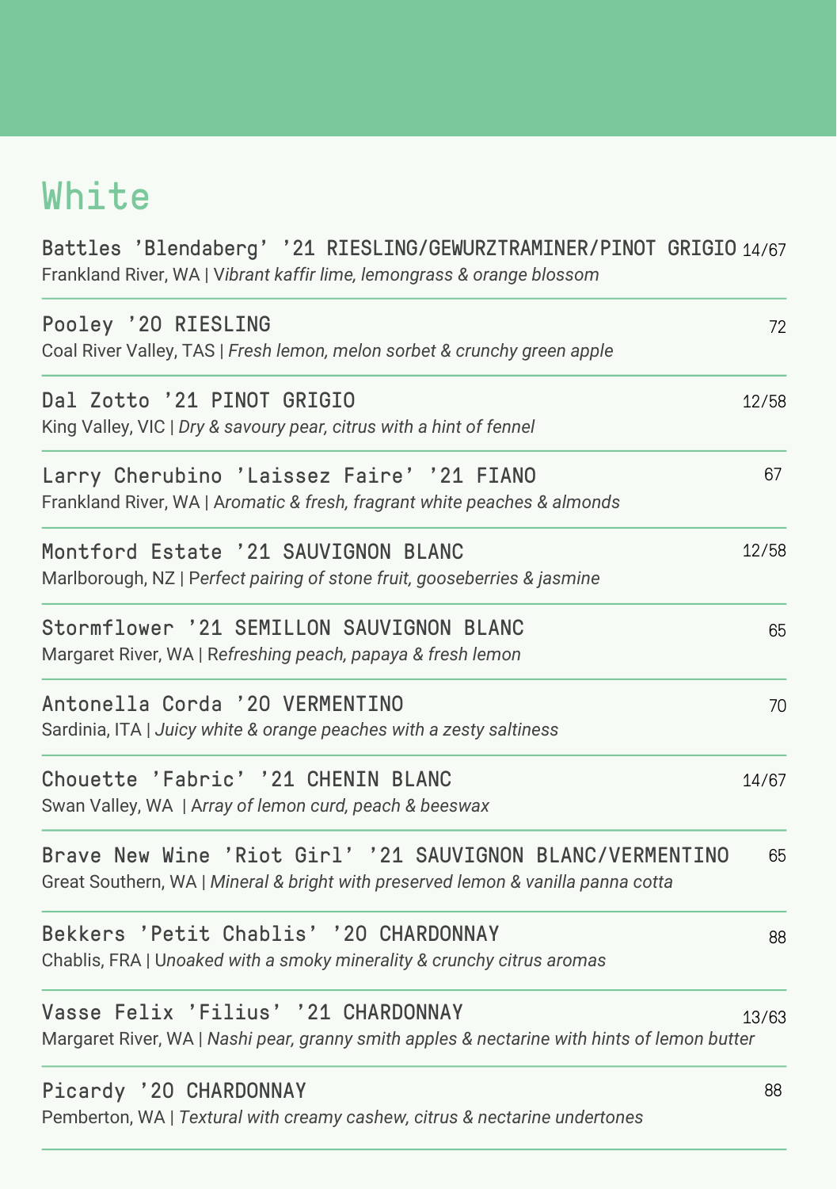# White

Battles 'Blendaberg' '21 RIESLING/GEWURZTRAMINER/PINOT GRIGIO 14/67
Frankland River, WA | *Vibrant kaffir lime, lemongrass & orange blossom*

---

Pooley '20 RIESLING 72
Coal River Valley, TAS | *Fresh lemon, melon sorbet & crunchy green apple*

---

Dal Zotto '21 PINOT GRIGIO 12/58
King Valley, VIC | *Dry & savoury pear, citrus with a hint of fennel*

---

Larry Cherubino 'Laissez Faire' '21 FIANO 67
Frankland River, WA | *Aromatic & fresh, fragrant white peaches & almonds*

---

Montford Estate '21 SAUVIGNON BLANC 12/58
Marlborough, NZ | *Perfect pairing of stone fruit, gooseberries & jasmine*

---

Stormflower '21 SEMILLON SAUVIGNON BLANC 65
Margaret River, WA | *Refreshing peach, papaya & fresh lemon*

---

Antonella Corda '20 VERMENTINO 70
Sardinia, ITA | *Juicy white & orange peaches with a zesty saltiness*

---

Chouette 'Fabric' '21 CHENIN BLANC 14/67
Swan Valley, WA | *Array of lemon curd, peach & beeswax*

---

Brave New Wine 'Riot Girl' '21 SAUVIGNON BLANC/VERMENTINO 65
Great Southern, WA | *Mineral & bright with preserved lemon & vanilla panna cotta*

---

Bekkers 'Petit Chablis' '20 CHARDONNAY 88
Chablis, FRA | *Unoaked with a smoky minerality & crunchy citrus aromas*

---

Vasse Felix 'Filius' '21 CHARDONNAY 13/63
Margaret River, WA | *Nashi pear, granny smith apples & nectarine with hints of lemon butter*

---

Picardy '20 CHARDONNAY 88
Pemberton, WA | *Textural with creamy cashew, citrus & nectarine undertones*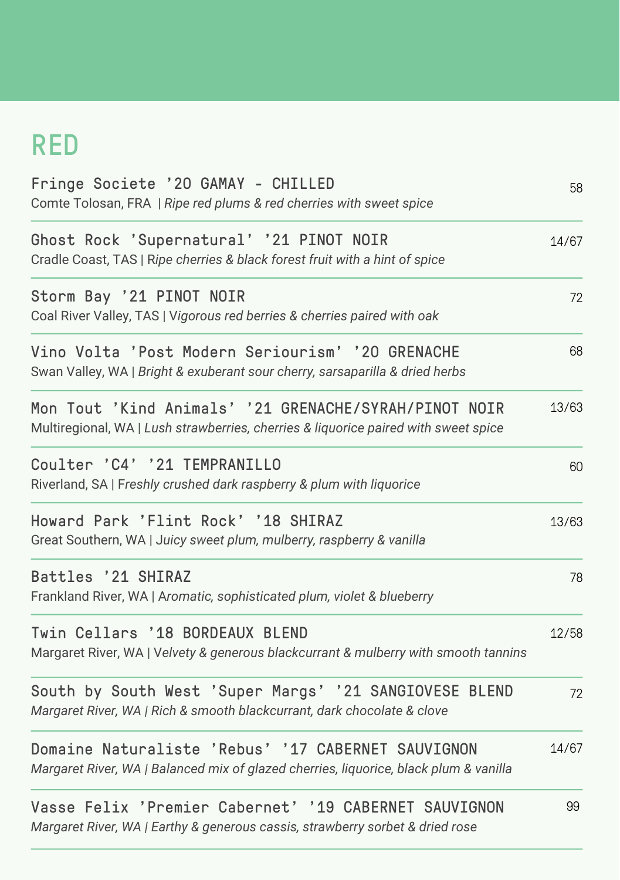# RED

**Fringe Societe '20 GAMAY - CHILLED** — 58
Comte Tolosan, FRA | *Ripe red plums & red cherries with sweet spice*

---

**Ghost Rock 'Supernatural' '21 PINOT NOIR** — 14/67
Cradle Coast, TAS | *Ripe cherries & black forest fruit with a hint of spice*

---

**Storm Bay '21 PINOT NOIR** — 72
Coal River Valley, TAS | *Vigorous red berries & cherries paired with oak*

---

**Vino Volta 'Post Modern Seriourism' '20 GRENACHE** — 68
Swan Valley, WA | *Bright & exuberant sour cherry, sarsaparilla & dried herbs*

---

**Mon Tout 'Kind Animals' '21 GRENACHE/SYRAH/PINOT NOIR** — 13/63
Multiregional, WA | *Lush strawberries, cherries & liquorice paired with sweet spice*

---

**Coulter 'C4' '21 TEMPRANILLO** — 60
Riverland, SA | *Freshly crushed dark raspberry & plum with liquorice*

---

**Howard Park 'Flint Rock' '18 SHIRAZ** — 13/63
Great Southern, WA | *Juicy sweet plum, mulberry, raspberry & vanilla*

---

**Battles '21 SHIRAZ** — 78
Frankland River, WA | *Aromatic, sophisticated plum, violet & blueberry*

---

**Twin Cellars '18 BORDEAUX BLEND** — 12/58
Margaret River, WA | *Velvety & generous blackcurrant & mulberry with smooth tannins*

---

**South by South West 'Super Margs' '21 SANGIOVESE BLEND** — 72
*Margaret River, WA | Rich & smooth blackcurrant, dark chocolate & clove*

---

**Domaine Naturaliste 'Rebus' '17 CABERNET SAUVIGNON** — 14/67
*Margaret River, WA | Balanced mix of glazed cherries, liquorice, black plum & vanilla*

---

**Vasse Felix 'Premier Cabernet' '19 CABERNET SAUVIGNON** — 99
*Margaret River, WA | Earthy & generous cassis, strawberry sorbet & dried rose*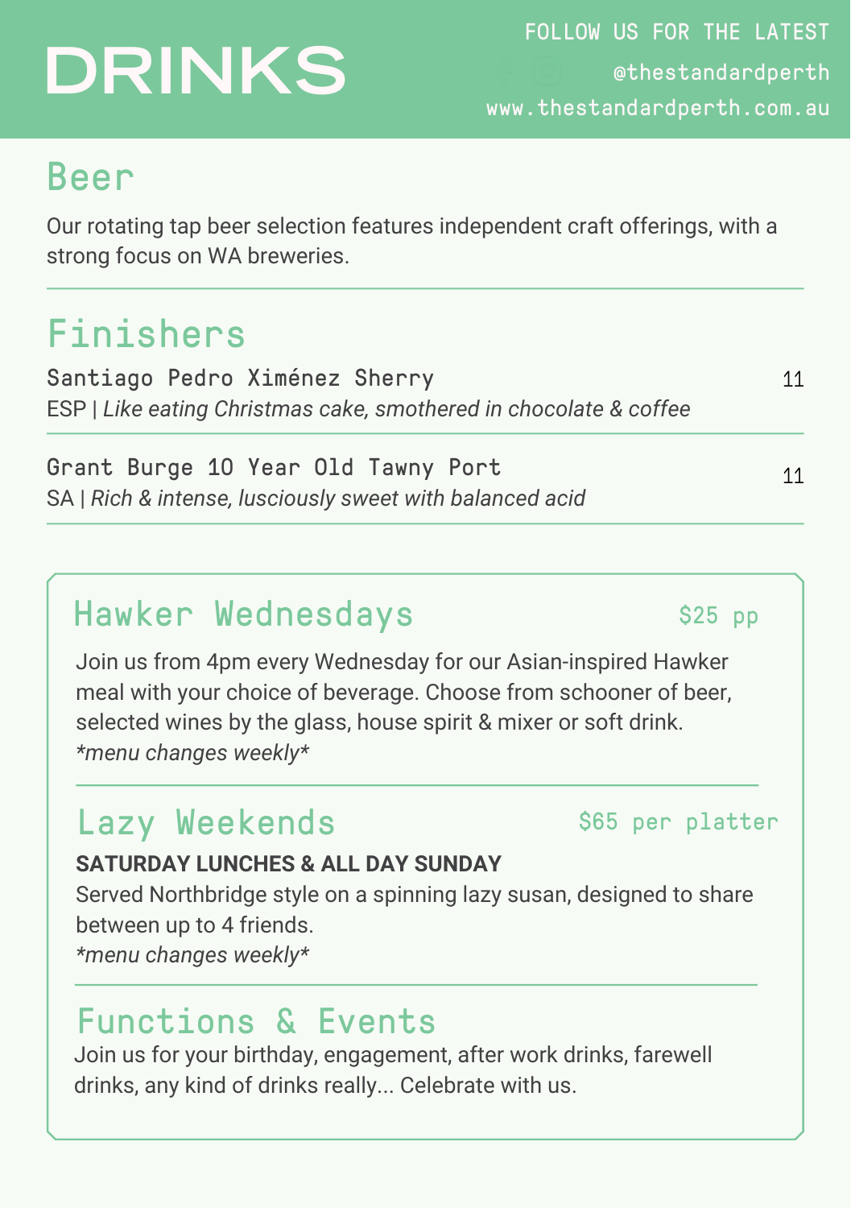# DRINKS

FOLLOW US FOR THE LATEST

@thestandardperth

www.thestandardperth.com.au

## Beer

Our rotating tap beer selection features independent craft offerings, with a strong focus on WA breweries.

## Finishers

**Santiago Pedro Ximénez Sherry** 11
ESP | *Like eating Christmas cake, smothered in chocolate & coffee*

**Grant Burge 10 Year Old Tawny Port** 11
SA | *Rich & intense, lusciously sweet with balanced acid*

## Hawker Wednesdays

$25 pp

Join us from 4pm every Wednesday for our Asian-inspired Hawker meal with your choice of beverage. Choose from schooner of beer, selected wines by the glass, house spirit & mixer or soft drink.
*\*menu changes weekly\**

## Lazy Weekends

$65 per platter

**SATURDAY LUNCHES & ALL DAY SUNDAY**
Served Northbridge style on a spinning lazy susan, designed to share between up to 4 friends.
*\*menu changes weekly\**

## Functions & Events

Join us for your birthday, engagement, after work drinks, farewell drinks, any kind of drinks really... Celebrate with us.